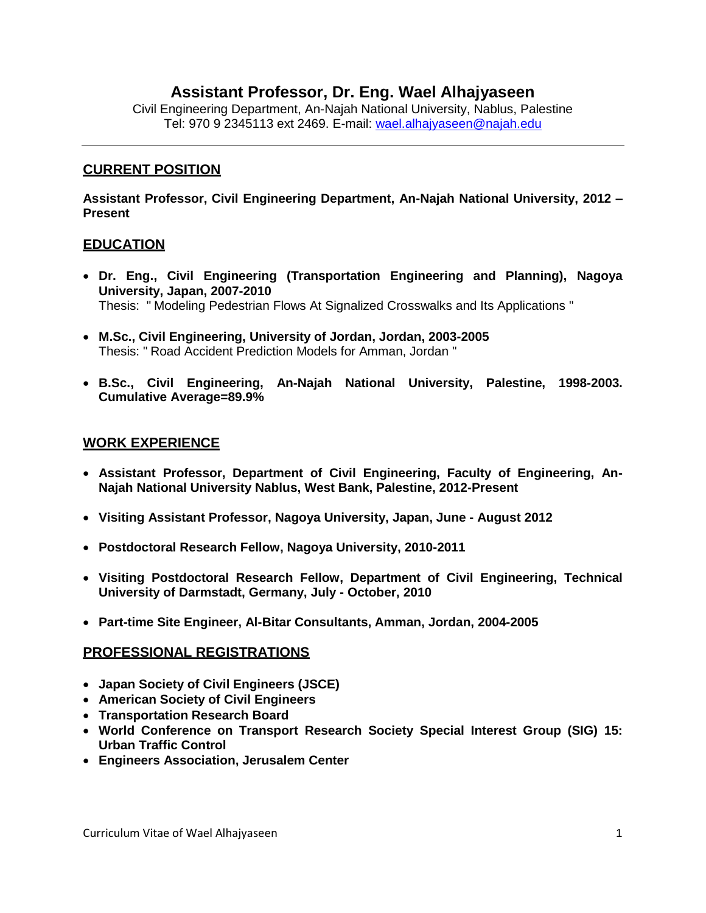# Assistant Professor, Dr. Eng. Wael Alhajyaseen

Civil Engineering Department, An-Najah National University, Nablus, Palestine
Tel: 970 9 2345113 ext 2469. E-mail: wael.alhajyaseen@najah.edu

---

## CURRENT POSITION

**Assistant Professor, Civil Engineering Department, An-Najah National University, 2012 – Present**

## EDUCATION

- **Dr. Eng., Civil Engineering (Transportation Engineering and Planning), Nagoya University, Japan, 2007-2010**
  Thesis: " Modeling Pedestrian Flows At Signalized Crosswalks and Its Applications "

- **M.Sc., Civil Engineering, University of Jordan, Jordan, 2003-2005**
  Thesis: " Road Accident Prediction Models for Amman, Jordan "

- **B.Sc., Civil Engineering, An-Najah National University, Palestine, 1998-2003. Cumulative Average=89.9%**

## WORK EXPERIENCE

- **Assistant Professor, Department of Civil Engineering, Faculty of Engineering, An-Najah National University Nablus, West Bank, Palestine, 2012-Present**

- **Visiting Assistant Professor, Nagoya University, Japan, June - August 2012**

- **Postdoctoral Research Fellow, Nagoya University, 2010-2011**

- **Visiting Postdoctoral Research Fellow, Department of Civil Engineering, Technical University of Darmstadt, Germany, July - October, 2010**

- **Part-time Site Engineer, Al-Bitar Consultants, Amman, Jordan, 2004-2005**

## PROFESSIONAL REGISTRATIONS

- **Japan Society of Civil Engineers (JSCE)**
- **American Society of Civil Engineers**
- **Transportation Research Board**
- **World Conference on Transport Research Society Special Interest Group (SIG) 15: Urban Traffic Control**
- **Engineers Association, Jerusalem Center**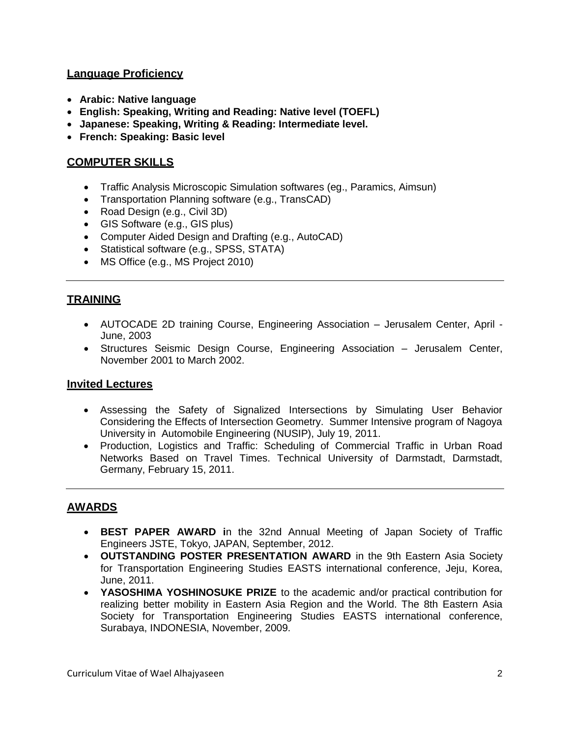## Language Proficiency

- **Arabic: Native language**
- **English: Speaking, Writing and Reading: Native level (TOEFL)**
- **Japanese: Speaking, Writing & Reading: Intermediate level.**
- **French: Speaking: Basic level**

## COMPUTER SKILLS

- Traffic Analysis Microscopic Simulation softwares (eg., Paramics, Aimsun)
- Transportation Planning software (e.g., TransCAD)
- Road Design (e.g., Civil 3D)
- GIS Software (e.g., GIS plus)
- Computer Aided Design and Drafting (e.g., AutoCAD)
- Statistical software (e.g., SPSS, STATA)
- MS Office (e.g., MS Project 2010)

---

## TRAINING

- AUTOCADE 2D training Course, Engineering Association – Jerusalem Center, April - June, 2003
- Structures Seismic Design Course, Engineering Association – Jerusalem Center, November 2001 to March 2002.

## Invited Lectures

- Assessing the Safety of Signalized Intersections by Simulating User Behavior Considering the Effects of Intersection Geometry. Summer Intensive program of Nagoya University in Automobile Engineering (NUSIP), July 19, 2011.
- Production, Logistics and Traffic: Scheduling of Commercial Traffic in Urban Road Networks Based on Travel Times. Technical University of Darmstadt, Darmstadt, Germany, February 15, 2011.

---

## AWARDS

- **BEST PAPER AWARD i**n the 32nd Annual Meeting of Japan Society of Traffic Engineers JSTE, Tokyo, JAPAN, September, 2012.
- **OUTSTANDING POSTER PRESENTATION AWARD** in the 9th Eastern Asia Society for Transportation Engineering Studies EASTS international conference, Jeju, Korea, June, 2011.
- **YASOSHIMA YOSHINOSUKE PRIZE** to the academic and/or practical contribution for realizing better mobility in Eastern Asia Region and the World. The 8th Eastern Asia Society for Transportation Engineering Studies EASTS international conference, Surabaya, INDONESIA, November, 2009.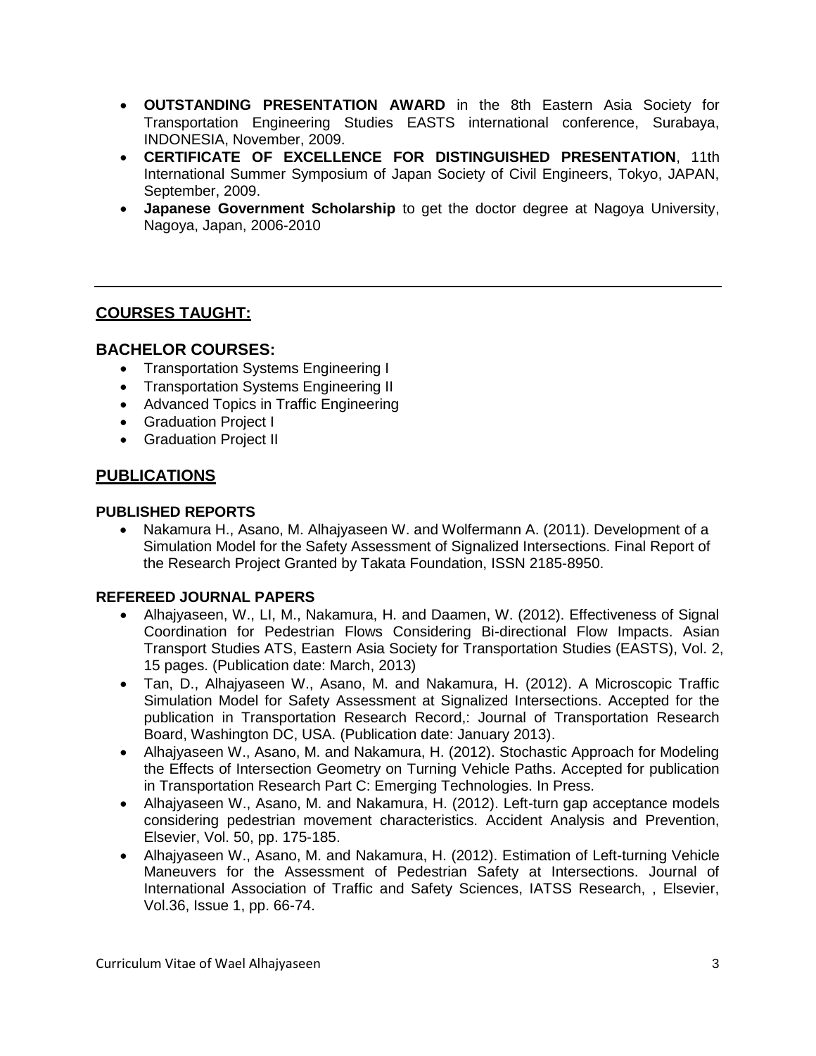- **OUTSTANDING PRESENTATION AWARD** in the 8th Eastern Asia Society for Transportation Engineering Studies EASTS international conference, Surabaya, INDONESIA, November, 2009.
- **CERTIFICATE OF EXCELLENCE FOR DISTINGUISHED PRESENTATION**, 11th International Summer Symposium of Japan Society of Civil Engineers, Tokyo, JAPAN, September, 2009.
- **Japanese Government Scholarship** to get the doctor degree at Nagoya University, Nagoya, Japan, 2006-2010

---

## COURSES TAUGHT:

### BACHELOR COURSES:

- Transportation Systems Engineering I
- Transportation Systems Engineering II
- Advanced Topics in Traffic Engineering
- Graduation Project I
- Graduation Project II

## PUBLICATIONS

### PUBLISHED REPORTS

- Nakamura H., Asano, M. Alhajyaseen W. and Wolfermann A. (2011). Development of a Simulation Model for the Safety Assessment of Signalized Intersections. Final Report of the Research Project Granted by Takata Foundation, ISSN 2185-8950.

### REFEREED JOURNAL PAPERS

- Alhajyaseen, W., LI, M., Nakamura, H. and Daamen, W. (2012). Effectiveness of Signal Coordination for Pedestrian Flows Considering Bi-directional Flow Impacts. Asian Transport Studies ATS, Eastern Asia Society for Transportation Studies (EASTS), Vol. 2, 15 pages. (Publication date: March, 2013)
- Tan, D., Alhajyaseen W., Asano, M. and Nakamura, H. (2012). A Microscopic Traffic Simulation Model for Safety Assessment at Signalized Intersections. Accepted for the publication in Transportation Research Record,: Journal of Transportation Research Board, Washington DC, USA. (Publication date: January 2013).
- Alhajyaseen W., Asano, M. and Nakamura, H. (2012). Stochastic Approach for Modeling the Effects of Intersection Geometry on Turning Vehicle Paths. Accepted for publication in Transportation Research Part C: Emerging Technologies. In Press.
- Alhajyaseen W., Asano, M. and Nakamura, H. (2012). Left-turn gap acceptance models considering pedestrian movement characteristics. Accident Analysis and Prevention, Elsevier, Vol. 50, pp. 175-185.
- Alhajyaseen W., Asano, M. and Nakamura, H. (2012). Estimation of Left-turning Vehicle Maneuvers for the Assessment of Pedestrian Safety at Intersections. Journal of International Association of Traffic and Safety Sciences, IATSS Research, , Elsevier, Vol.36, Issue 1, pp. 66-74.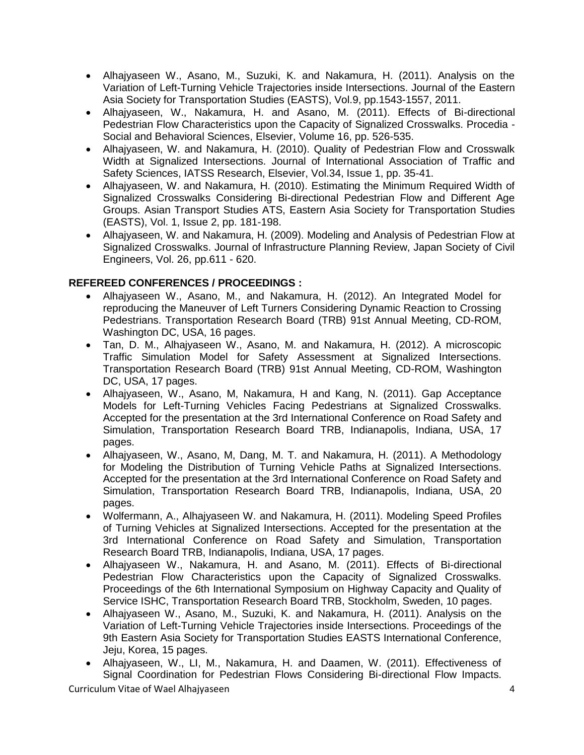- Alhajyaseen W., Asano, M., Suzuki, K. and Nakamura, H. (2011). Analysis on the Variation of Left-Turning Vehicle Trajectories inside Intersections. Journal of the Eastern Asia Society for Transportation Studies (EASTS), Vol.9, pp.1543-1557, 2011.
- Alhajyaseen, W., Nakamura, H. and Asano, M. (2011). Effects of Bi-directional Pedestrian Flow Characteristics upon the Capacity of Signalized Crosswalks. Procedia - Social and Behavioral Sciences, Elsevier, Volume 16, pp. 526-535.
- Alhajyaseen, W. and Nakamura, H. (2010). Quality of Pedestrian Flow and Crosswalk Width at Signalized Intersections. Journal of International Association of Traffic and Safety Sciences, IATSS Research, Elsevier, Vol.34, Issue 1, pp. 35-41.
- Alhajyaseen, W. and Nakamura, H. (2010). Estimating the Minimum Required Width of Signalized Crosswalks Considering Bi-directional Pedestrian Flow and Different Age Groups. Asian Transport Studies ATS, Eastern Asia Society for Transportation Studies (EASTS), Vol. 1, Issue 2, pp. 181-198.
- Alhajyaseen, W. and Nakamura, H. (2009). Modeling and Analysis of Pedestrian Flow at Signalized Crosswalks. Journal of Infrastructure Planning Review, Japan Society of Civil Engineers, Vol. 26, pp.611 - 620.

**REFEREED CONFERENCES / PROCEEDINGS :**

- Alhajyaseen W., Asano, M., and Nakamura, H. (2012). An Integrated Model for reproducing the Maneuver of Left Turners Considering Dynamic Reaction to Crossing Pedestrians. Transportation Research Board (TRB) 91st Annual Meeting, CD-ROM, Washington DC, USA, 16 pages.
- Tan, D. M., Alhajyaseen W., Asano, M. and Nakamura, H. (2012). A microscopic Traffic Simulation Model for Safety Assessment at Signalized Intersections. Transportation Research Board (TRB) 91st Annual Meeting, CD-ROM, Washington DC, USA, 17 pages.
- Alhajyaseen, W., Asano, M, Nakamura, H and Kang, N. (2011). Gap Acceptance Models for Left-Turning Vehicles Facing Pedestrians at Signalized Crosswalks. Accepted for the presentation at the 3rd International Conference on Road Safety and Simulation, Transportation Research Board TRB, Indianapolis, Indiana, USA, 17 pages.
- Alhajyaseen, W., Asano, M, Dang, M. T. and Nakamura, H. (2011). A Methodology for Modeling the Distribution of Turning Vehicle Paths at Signalized Intersections. Accepted for the presentation at the 3rd International Conference on Road Safety and Simulation, Transportation Research Board TRB, Indianapolis, Indiana, USA, 20 pages.
- Wolfermann, A., Alhajyaseen W. and Nakamura, H. (2011). Modeling Speed Profiles of Turning Vehicles at Signalized Intersections. Accepted for the presentation at the 3rd International Conference on Road Safety and Simulation, Transportation Research Board TRB, Indianapolis, Indiana, USA, 17 pages.
- Alhajyaseen W., Nakamura, H. and Asano, M. (2011). Effects of Bi-directional Pedestrian Flow Characteristics upon the Capacity of Signalized Crosswalks. Proceedings of the 6th International Symposium on Highway Capacity and Quality of Service ISHC, Transportation Research Board TRB, Stockholm, Sweden, 10 pages.
- Alhajyaseen W., Asano, M., Suzuki, K. and Nakamura, H. (2011). Analysis on the Variation of Left-Turning Vehicle Trajectories inside Intersections. Proceedings of the 9th Eastern Asia Society for Transportation Studies EASTS International Conference, Jeju, Korea, 15 pages.
- Alhajyaseen, W., LI, M., Nakamura, H. and Daamen, W. (2011). Effectiveness of Signal Coordination for Pedestrian Flows Considering Bi-directional Flow Impacts.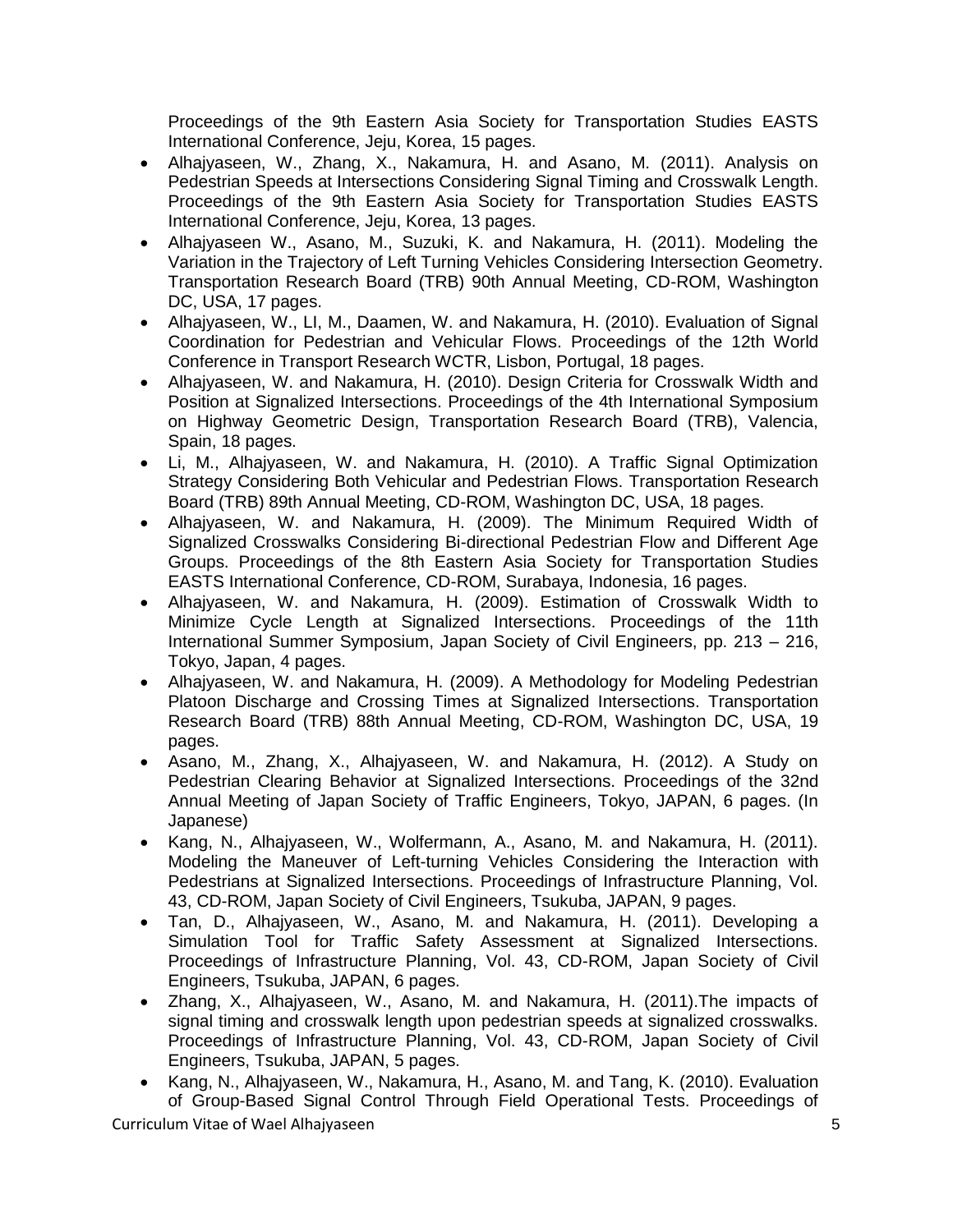Proceedings of the 9th Eastern Asia Society for Transportation Studies EASTS International Conference, Jeju, Korea, 15 pages.

- Alhajyaseen, W., Zhang, X., Nakamura, H. and Asano, M. (2011). Analysis on Pedestrian Speeds at Intersections Considering Signal Timing and Crosswalk Length. Proceedings of the 9th Eastern Asia Society for Transportation Studies EASTS International Conference, Jeju, Korea, 13 pages.
- Alhajyaseen W., Asano, M., Suzuki, K. and Nakamura, H. (2011). Modeling the Variation in the Trajectory of Left Turning Vehicles Considering Intersection Geometry. Transportation Research Board (TRB) 90th Annual Meeting, CD-ROM, Washington DC, USA, 17 pages.
- Alhajyaseen, W., LI, M., Daamen, W. and Nakamura, H. (2010). Evaluation of Signal Coordination for Pedestrian and Vehicular Flows. Proceedings of the 12th World Conference in Transport Research WCTR, Lisbon, Portugal, 18 pages.
- Alhajyaseen, W. and Nakamura, H. (2010). Design Criteria for Crosswalk Width and Position at Signalized Intersections. Proceedings of the 4th International Symposium on Highway Geometric Design, Transportation Research Board (TRB), Valencia, Spain, 18 pages.
- Li, M., Alhajyaseen, W. and Nakamura, H. (2010). A Traffic Signal Optimization Strategy Considering Both Vehicular and Pedestrian Flows. Transportation Research Board (TRB) 89th Annual Meeting, CD-ROM, Washington DC, USA, 18 pages.
- Alhajyaseen, W. and Nakamura, H. (2009). The Minimum Required Width of Signalized Crosswalks Considering Bi-directional Pedestrian Flow and Different Age Groups. Proceedings of the 8th Eastern Asia Society for Transportation Studies EASTS International Conference, CD-ROM, Surabaya, Indonesia, 16 pages.
- Alhajyaseen, W. and Nakamura, H. (2009). Estimation of Crosswalk Width to Minimize Cycle Length at Signalized Intersections. Proceedings of the 11th International Summer Symposium, Japan Society of Civil Engineers, pp. 213 – 216, Tokyo, Japan, 4 pages.
- Alhajyaseen, W. and Nakamura, H. (2009). A Methodology for Modeling Pedestrian Platoon Discharge and Crossing Times at Signalized Intersections. Transportation Research Board (TRB) 88th Annual Meeting, CD-ROM, Washington DC, USA, 19 pages.
- Asano, M., Zhang, X., Alhajyaseen, W. and Nakamura, H. (2012). A Study on Pedestrian Clearing Behavior at Signalized Intersections. Proceedings of the 32nd Annual Meeting of Japan Society of Traffic Engineers, Tokyo, JAPAN, 6 pages. (In Japanese)
- Kang, N., Alhajyaseen, W., Wolfermann, A., Asano, M. and Nakamura, H. (2011). Modeling the Maneuver of Left-turning Vehicles Considering the Interaction with Pedestrians at Signalized Intersections. Proceedings of Infrastructure Planning, Vol. 43, CD-ROM, Japan Society of Civil Engineers, Tsukuba, JAPAN, 9 pages.
- Tan, D., Alhajyaseen, W., Asano, M. and Nakamura, H. (2011). Developing a Simulation Tool for Traffic Safety Assessment at Signalized Intersections. Proceedings of Infrastructure Planning, Vol. 43, CD-ROM, Japan Society of Civil Engineers, Tsukuba, JAPAN, 6 pages.
- Zhang, X., Alhajyaseen, W., Asano, M. and Nakamura, H. (2011).The impacts of signal timing and crosswalk length upon pedestrian speeds at signalized crosswalks. Proceedings of Infrastructure Planning, Vol. 43, CD-ROM, Japan Society of Civil Engineers, Tsukuba, JAPAN, 5 pages.
- Kang, N., Alhajyaseen, W., Nakamura, H., Asano, M. and Tang, K. (2010). Evaluation of Group-Based Signal Control Through Field Operational Tests. Proceedings of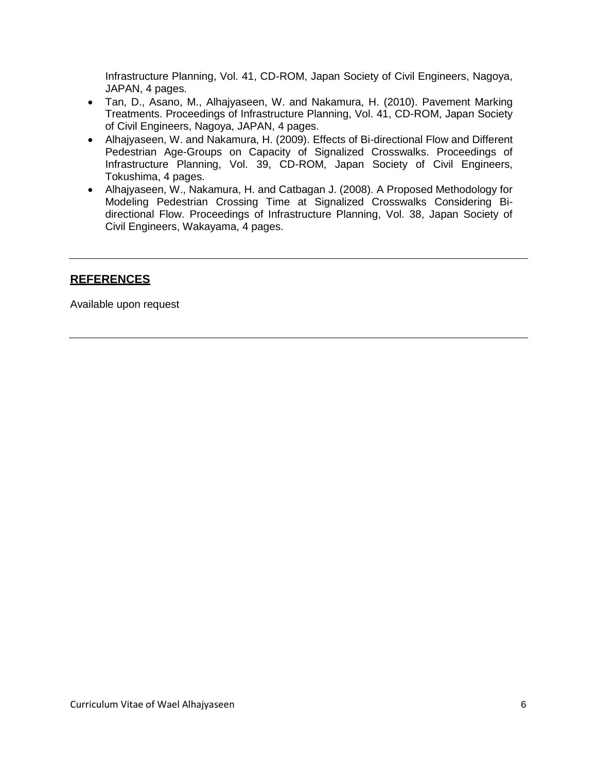Infrastructure Planning, Vol. 41, CD-ROM, Japan Society of Civil Engineers, Nagoya, JAPAN, 4 pages.

- Tan, D., Asano, M., Alhajyaseen, W. and Nakamura, H. (2010). Pavement Marking Treatments. Proceedings of Infrastructure Planning, Vol. 41, CD-ROM, Japan Society of Civil Engineers, Nagoya, JAPAN, 4 pages.
- Alhajyaseen, W. and Nakamura, H. (2009). Effects of Bi-directional Flow and Different Pedestrian Age-Groups on Capacity of Signalized Crosswalks. Proceedings of Infrastructure Planning, Vol. 39, CD-ROM, Japan Society of Civil Engineers, Tokushima, 4 pages.
- Alhajyaseen, W., Nakamura, H. and Catbagan J. (2008). A Proposed Methodology for Modeling Pedestrian Crossing Time at Signalized Crosswalks Considering Bi-directional Flow. Proceedings of Infrastructure Planning, Vol. 38, Japan Society of Civil Engineers, Wakayama, 4 pages.

---

## REFERENCES

Available upon request

---